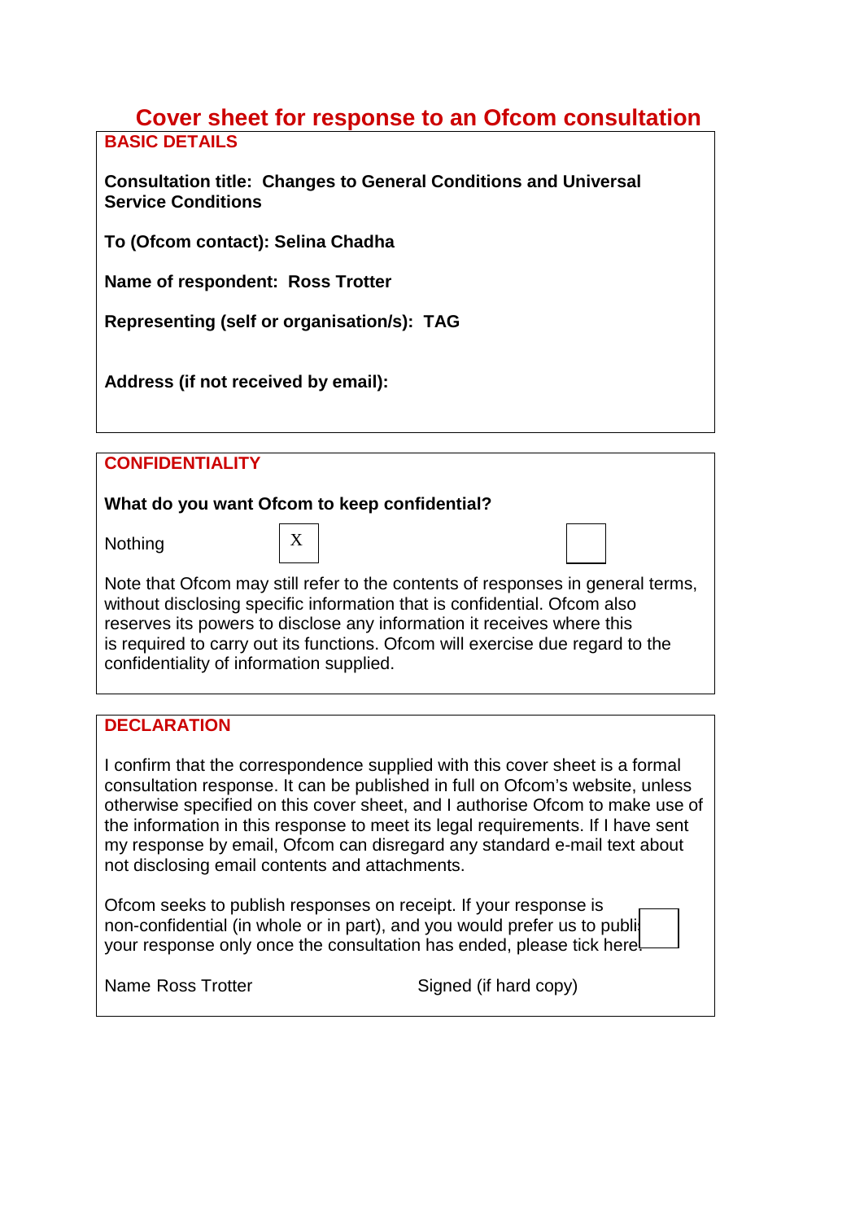# Cover sheet for response to an Ofcom consultation

## BASIC DETAILS

**Consultation title: Changes to General Conditions and Universal Service Conditions**

**To (Ofcom contact): Selina Chadha**

**Name of respondent: Ross Trotter**

**Representing (self or organisation/s): TAG**

**Address (if not received by email):**

## CONFIDENTIALITY

**What do you want Ofcom to keep confidential?**

Nothing [X] [ ]

Note that Ofcom may still refer to the contents of responses in general terms, without disclosing specific information that is confidential. Ofcom also reserves its powers to disclose any information it receives where this is required to carry out its functions. Ofcom will exercise due regard to the confidentiality of information supplied.

## DECLARATION

I confirm that the correspondence supplied with this cover sheet is a formal consultation response. It can be published in full on Ofcom's website, unless otherwise specified on this cover sheet, and I authorise Ofcom to make use of the information in this response to meet its legal requirements. If I have sent my response by email, Ofcom can disregard any standard e-mail text about not disclosing email contents and attachments.

Ofcom seeks to publish responses on receipt. If your response is non-confidential (in whole or in part), and you would prefer us to publish your response only once the consultation has ended, please tick here. [ ]

Name Ross Trotter

Signed (if hard copy)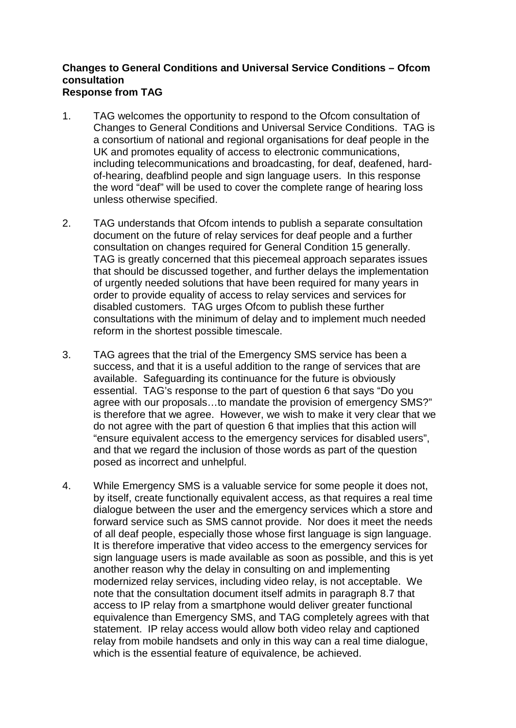**Changes to General Conditions and Universal Service Conditions – Ofcom consultation**
**Response from TAG**

1. TAG welcomes the opportunity to respond to the Ofcom consultation of Changes to General Conditions and Universal Service Conditions. TAG is a consortium of national and regional organisations for deaf people in the UK and promotes equality of access to electronic communications, including telecommunications and broadcasting, for deaf, deafened, hard-of-hearing, deafblind people and sign language users. In this response the word "deaf" will be used to cover the complete range of hearing loss unless otherwise specified.

2. TAG understands that Ofcom intends to publish a separate consultation document on the future of relay services for deaf people and a further consultation on changes required for General Condition 15 generally. TAG is greatly concerned that this piecemeal approach separates issues that should be discussed together, and further delays the implementation of urgently needed solutions that have been required for many years in order to provide equality of access to relay services and services for disabled customers. TAG urges Ofcom to publish these further consultations with the minimum of delay and to implement much needed reform in the shortest possible timescale.

3. TAG agrees that the trial of the Emergency SMS service has been a success, and that it is a useful addition to the range of services that are available. Safeguarding its continuance for the future is obviously essential. TAG's response to the part of question 6 that says "Do you agree with our proposals…to mandate the provision of emergency SMS?" is therefore that we agree. However, we wish to make it very clear that we do not agree with the part of question 6 that implies that this action will "ensure equivalent access to the emergency services for disabled users", and that we regard the inclusion of those words as part of the question posed as incorrect and unhelpful.

4. While Emergency SMS is a valuable service for some people it does not, by itself, create functionally equivalent access, as that requires a real time dialogue between the user and the emergency services which a store and forward service such as SMS cannot provide. Nor does it meet the needs of all deaf people, especially those whose first language is sign language. It is therefore imperative that video access to the emergency services for sign language users is made available as soon as possible, and this is yet another reason why the delay in consulting on and implementing modernized relay services, including video relay, is not acceptable. We note that the consultation document itself admits in paragraph 8.7 that access to IP relay from a smartphone would deliver greater functional equivalence than Emergency SMS, and TAG completely agrees with that statement. IP relay access would allow both video relay and captioned relay from mobile handsets and only in this way can a real time dialogue, which is the essential feature of equivalence, be achieved.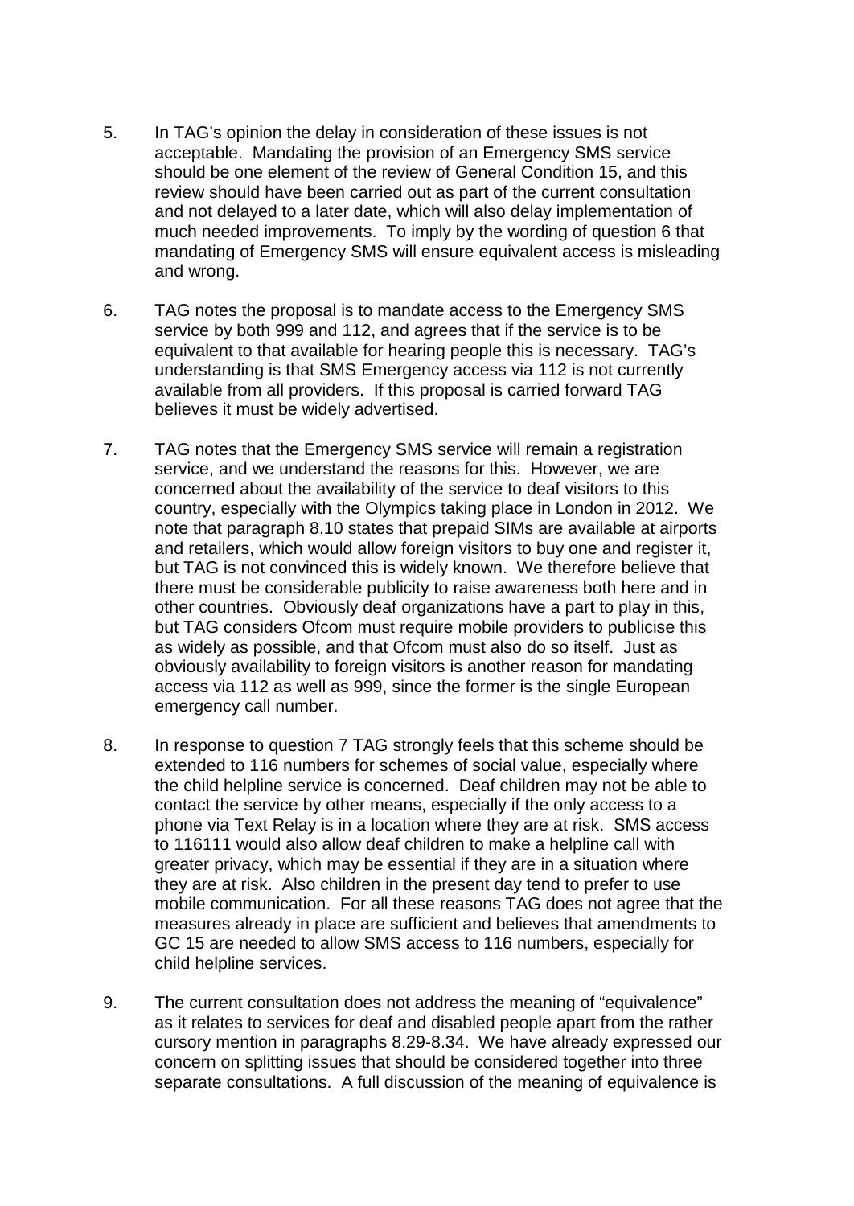5. In TAG's opinion the delay in consideration of these issues is not acceptable. Mandating the provision of an Emergency SMS service should be one element of the review of General Condition 15, and this review should have been carried out as part of the current consultation and not delayed to a later date, which will also delay implementation of much needed improvements. To imply by the wording of question 6 that mandating of Emergency SMS will ensure equivalent access is misleading and wrong.

6. TAG notes the proposal is to mandate access to the Emergency SMS service by both 999 and 112, and agrees that if the service is to be equivalent to that available for hearing people this is necessary. TAG's understanding is that SMS Emergency access via 112 is not currently available from all providers. If this proposal is carried forward TAG believes it must be widely advertised.

7. TAG notes that the Emergency SMS service will remain a registration service, and we understand the reasons for this. However, we are concerned about the availability of the service to deaf visitors to this country, especially with the Olympics taking place in London in 2012. We note that paragraph 8.10 states that prepaid SIMs are available at airports and retailers, which would allow foreign visitors to buy one and register it, but TAG is not convinced this is widely known. We therefore believe that there must be considerable publicity to raise awareness both here and in other countries. Obviously deaf organizations have a part to play in this, but TAG considers Ofcom must require mobile providers to publicise this as widely as possible, and that Ofcom must also do so itself. Just as obviously availability to foreign visitors is another reason for mandating access via 112 as well as 999, since the former is the single European emergency call number.

8. In response to question 7 TAG strongly feels that this scheme should be extended to 116 numbers for schemes of social value, especially where the child helpline service is concerned. Deaf children may not be able to contact the service by other means, especially if the only access to a phone via Text Relay is in a location where they are at risk. SMS access to 116111 would also allow deaf children to make a helpline call with greater privacy, which may be essential if they are in a situation where they are at risk. Also children in the present day tend to prefer to use mobile communication. For all these reasons TAG does not agree that the measures already in place are sufficient and believes that amendments to GC 15 are needed to allow SMS access to 116 numbers, especially for child helpline services.

9. The current consultation does not address the meaning of "equivalence" as it relates to services for deaf and disabled people apart from the rather cursory mention in paragraphs 8.29-8.34. We have already expressed our concern on splitting issues that should be considered together into three separate consultations. A full discussion of the meaning of equivalence is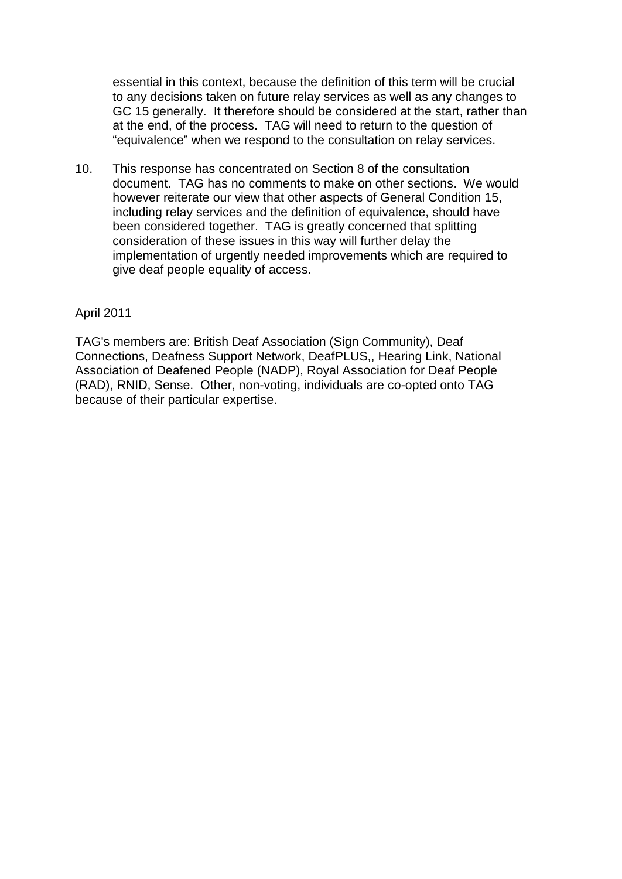essential in this context, because the definition of this term will be crucial to any decisions taken on future relay services as well as any changes to GC 15 generally. It therefore should be considered at the start, rather than at the end, of the process. TAG will need to return to the question of "equivalence" when we respond to the consultation on relay services.

10. This response has concentrated on Section 8 of the consultation document. TAG has no comments to make on other sections. We would however reiterate our view that other aspects of General Condition 15, including relay services and the definition of equivalence, should have been considered together. TAG is greatly concerned that splitting consideration of these issues in this way will further delay the implementation of urgently needed improvements which are required to give deaf people equality of access.

April 2011

TAG's members are: British Deaf Association (Sign Community), Deaf Connections, Deafness Support Network, DeafPLUS,, Hearing Link, National Association of Deafened People (NADP), Royal Association for Deaf People (RAD), RNID, Sense. Other, non-voting, individuals are co-opted onto TAG because of their particular expertise.